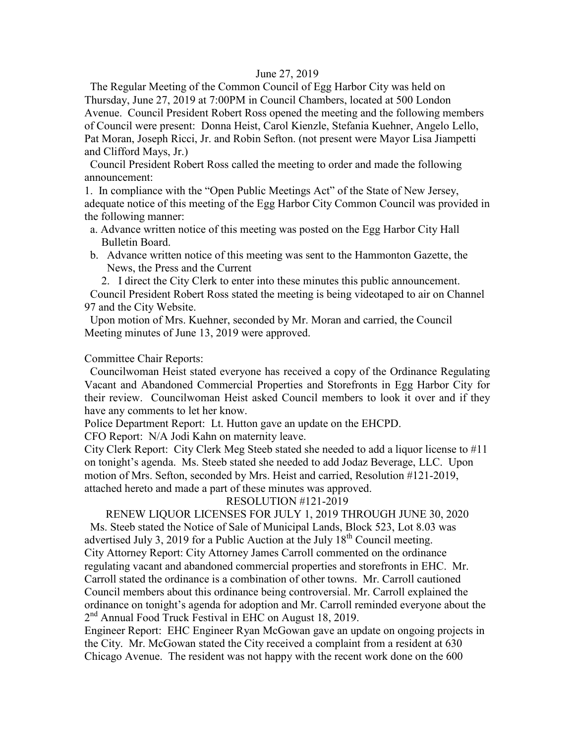June 27, 2019

The Regular Meeting of the Common Council of Egg Harbor City was held on Thursday, June 27, 2019 at 7:00PM in Council Chambers, located at 500 London Avenue. Council President Robert Ross opened the meeting and the following members of Council were present: Donna Heist, Carol Kienzle, Stefania Kuehner, Angelo Lello, Pat Moran, Joseph Ricci, Jr. and Robin Sefton. (not present were Mayor Lisa Jiampetti and Clifford Mays, Jr.)

Council President Robert Ross called the meeting to order and made the following announcement:

1. In compliance with the "Open Public Meetings Act" of the State of New Jersey, adequate notice of this meeting of the Egg Harbor City Common Council was provided in the following manner:
   a. Advance written notice of this meeting was posted on the Egg Harbor City Hall Bulletin Board.
   b. Advance written notice of this meeting was sent to the Hammonton Gazette, the News, the Press and the Current
2. I direct the City Clerk to enter into these minutes this public announcement.

Council President Robert Ross stated the meeting is being videotaped to air on Channel 97 and the City Website.

Upon motion of Mrs. Kuehner, seconded by Mr. Moran and carried, the Council Meeting minutes of June 13, 2019 were approved.

Committee Chair Reports:

Councilwoman Heist stated everyone has received a copy of the Ordinance Regulating Vacant and Abandoned Commercial Properties and Storefronts in Egg Harbor City for their review. Councilwoman Heist asked Council members to look it over and if they have any comments to let her know.

Police Department Report: Lt. Hutton gave an update on the EHCPD.

CFO Report: N/A Jodi Kahn on maternity leave.

City Clerk Report: City Clerk Meg Steeb stated she needed to add a liquor license to #11 on tonight's agenda. Ms. Steeb stated she needed to add Jodaz Beverage, LLC. Upon motion of Mrs. Sefton, seconded by Mrs. Heist and carried, Resolution #121-2019, attached hereto and made a part of these minutes was approved.

RESOLUTION #121-2019

RENEW LIQUOR LICENSES FOR JULY 1, 2019 THROUGH JUNE 30, 2020

Ms. Steeb stated the Notice of Sale of Municipal Lands, Block 523, Lot 8.03 was advertised July 3, 2019 for a Public Auction at the July 18th Council meeting.

City Attorney Report: City Attorney James Carroll commented on the ordinance regulating vacant and abandoned commercial properties and storefronts in EHC. Mr. Carroll stated the ordinance is a combination of other towns. Mr. Carroll cautioned Council members about this ordinance being controversial. Mr. Carroll explained the ordinance on tonight's agenda for adoption and Mr. Carroll reminded everyone about the 2nd Annual Food Truck Festival in EHC on August 18, 2019.

Engineer Report: EHC Engineer Ryan McGowan gave an update on ongoing projects in the City. Mr. McGowan stated the City received a complaint from a resident at 630 Chicago Avenue. The resident was not happy with the recent work done on the 600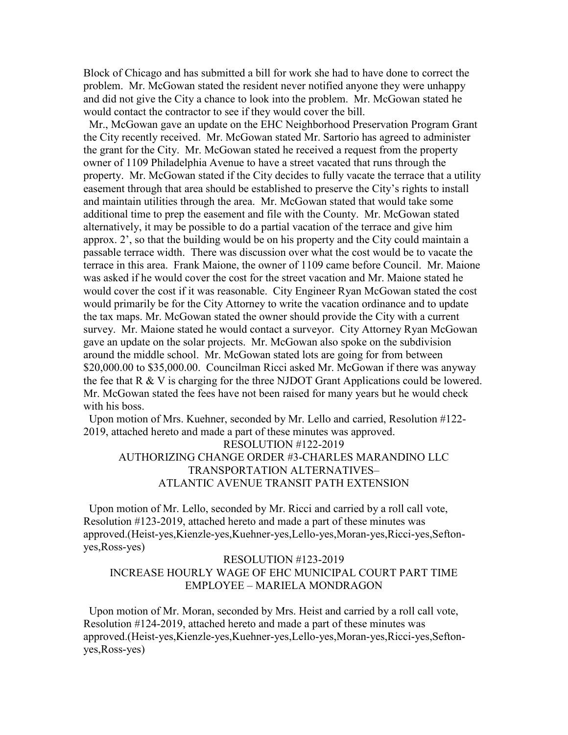Block of Chicago and has submitted a bill for work she had to have done to correct the problem. Mr. McGowan stated the resident never notified anyone they were unhappy and did not give the City a chance to look into the problem. Mr. McGowan stated he would contact the contractor to see if they would cover the bill.

Mr., McGowan gave an update on the EHC Neighborhood Preservation Program Grant the City recently received. Mr. McGowan stated Mr. Sartorio has agreed to administer the grant for the City. Mr. McGowan stated he received a request from the property owner of 1109 Philadelphia Avenue to have a street vacated that runs through the property. Mr. McGowan stated if the City decides to fully vacate the terrace that a utility easement through that area should be established to preserve the City's rights to install and maintain utilities through the area. Mr. McGowan stated that would take some additional time to prep the easement and file with the County. Mr. McGowan stated alternatively, it may be possible to do a partial vacation of the terrace and give him approx. 2', so that the building would be on his property and the City could maintain a passable terrace width. There was discussion over what the cost would be to vacate the terrace in this area. Frank Maione, the owner of 1109 came before Council. Mr. Maione was asked if he would cover the cost for the street vacation and Mr. Maione stated he would cover the cost if it was reasonable. City Engineer Ryan McGowan stated the cost would primarily be for the City Attorney to write the vacation ordinance and to update the tax maps. Mr. McGowan stated the owner should provide the City with a current survey. Mr. Maione stated he would contact a surveyor. City Attorney Ryan McGowan gave an update on the solar projects. Mr. McGowan also spoke on the subdivision around the middle school. Mr. McGowan stated lots are going for from between $20,000.00 to $35,000.00. Councilman Ricci asked Mr. McGowan if there was anyway the fee that R & V is charging for the three NJDOT Grant Applications could be lowered. Mr. McGowan stated the fees have not been raised for many years but he would check with his boss.

Upon motion of Mrs. Kuehner, seconded by Mr. Lello and carried, Resolution #122-2019, attached hereto and made a part of these minutes was approved.

RESOLUTION #122-2019
AUTHORIZING CHANGE ORDER #3-CHARLES MARANDINO LLC
TRANSPORTATION ALTERNATIVES–
ATLANTIC AVENUE TRANSIT PATH EXTENSION

Upon motion of Mr. Lello, seconded by Mr. Ricci and carried by a roll call vote, Resolution #123-2019, attached hereto and made a part of these minutes was approved.(Heist-yes,Kienzle-yes,Kuehner-yes,Lello-yes,Moran-yes,Ricci-yes,Sefton-yes,Ross-yes)

RESOLUTION #123-2019
INCREASE HOURLY WAGE OF EHC MUNICIPAL COURT PART TIME
EMPLOYEE – MARIELA MONDRAGON

Upon motion of Mr. Moran, seconded by Mrs. Heist and carried by a roll call vote, Resolution #124-2019, attached hereto and made a part of these minutes was approved.(Heist-yes,Kienzle-yes,Kuehner-yes,Lello-yes,Moran-yes,Ricci-yes,Sefton-yes,Ross-yes)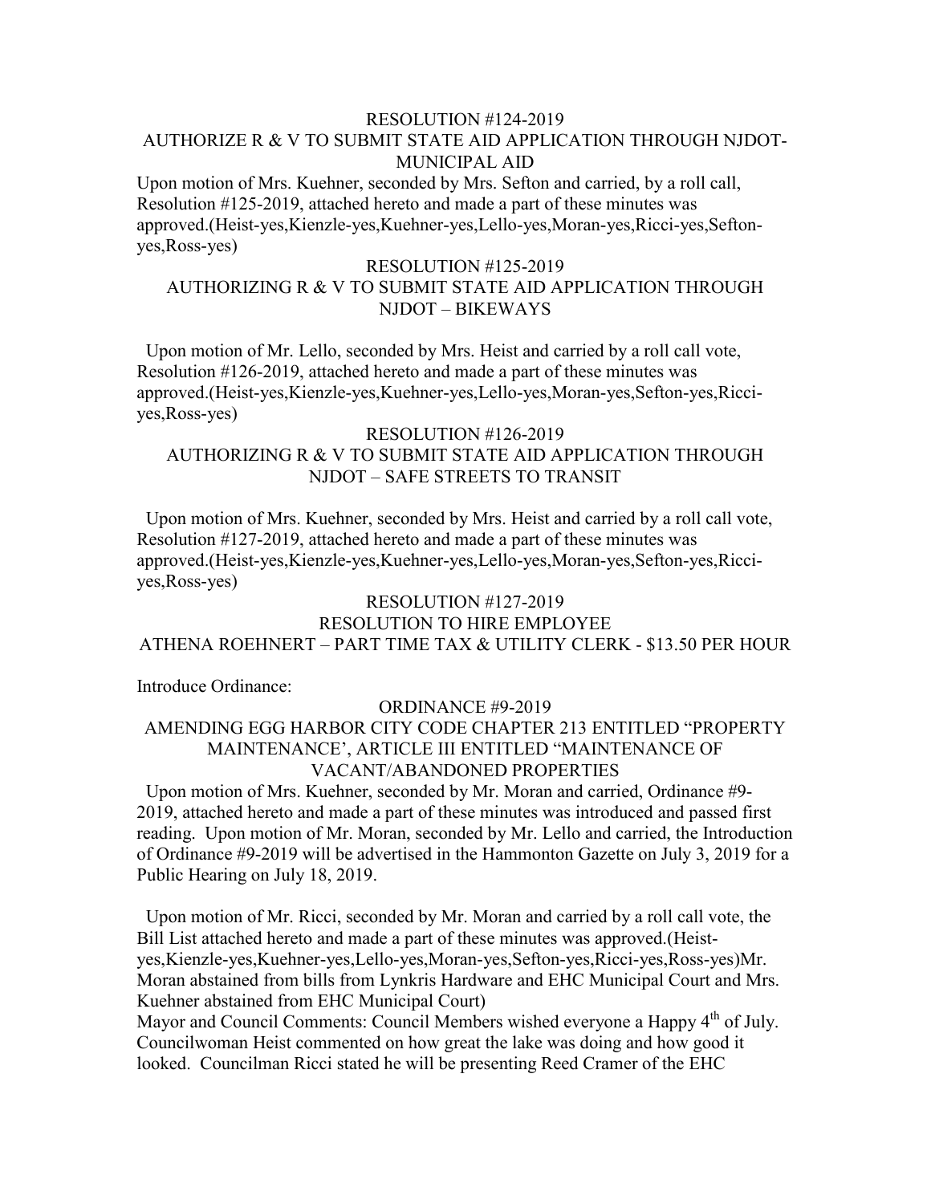RESOLUTION #124-2019

AUTHORIZE R & V TO SUBMIT STATE AID APPLICATION THROUGH NJDOT-MUNICIPAL AID

Upon motion of Mrs. Kuehner, seconded by Mrs. Sefton and carried, by a roll call, Resolution #125-2019, attached hereto and made a part of these minutes was approved.(Heist-yes,Kienzle-yes,Kuehner-yes,Lello-yes,Moran-yes,Ricci-yes,Sefton-yes,Ross-yes)

RESOLUTION #125-2019

AUTHORIZING R & V TO SUBMIT STATE AID APPLICATION THROUGH NJDOT – BIKEWAYS

Upon motion of Mr. Lello, seconded by Mrs. Heist and carried by a roll call vote, Resolution #126-2019, attached hereto and made a part of these minutes was approved.(Heist-yes,Kienzle-yes,Kuehner-yes,Lello-yes,Moran-yes,Sefton-yes,Ricci-yes,Ross-yes)

RESOLUTION #126-2019

AUTHORIZING R & V TO SUBMIT STATE AID APPLICATION THROUGH NJDOT – SAFE STREETS TO TRANSIT

Upon motion of Mrs. Kuehner, seconded by Mrs. Heist and carried by a roll call vote, Resolution #127-2019, attached hereto and made a part of these minutes was approved.(Heist-yes,Kienzle-yes,Kuehner-yes,Lello-yes,Moran-yes,Sefton-yes,Ricci-yes,Ross-yes)

RESOLUTION #127-2019

RESOLUTION TO HIRE EMPLOYEE

ATHENA ROEHNERT – PART TIME TAX & UTILITY CLERK - $13.50 PER HOUR

Introduce Ordinance:

ORDINANCE #9-2019

AMENDING EGG HARBOR CITY CODE CHAPTER 213 ENTITLED "PROPERTY MAINTENANCE', ARTICLE III ENTITLED "MAINTENANCE OF VACANT/ABANDONED PROPERTIES

Upon motion of Mrs. Kuehner, seconded by Mr. Moran and carried, Ordinance #9-2019, attached hereto and made a part of these minutes was introduced and passed first reading. Upon motion of Mr. Moran, seconded by Mr. Lello and carried, the Introduction of Ordinance #9-2019 will be advertised in the Hammonton Gazette on July 3, 2019 for a Public Hearing on July 18, 2019.

Upon motion of Mr. Ricci, seconded by Mr. Moran and carried by a roll call vote, the Bill List attached hereto and made a part of these minutes was approved.(Heist-yes,Kienzle-yes,Kuehner-yes,Lello-yes,Moran-yes,Sefton-yes,Ricci-yes,Ross-yes)Mr. Moran abstained from bills from Lynkris Hardware and EHC Municipal Court and Mrs. Kuehner abstained from EHC Municipal Court)

Mayor and Council Comments: Council Members wished everyone a Happy 4th of July. Councilwoman Heist commented on how great the lake was doing and how good it looked. Councilman Ricci stated he will be presenting Reed Cramer of the EHC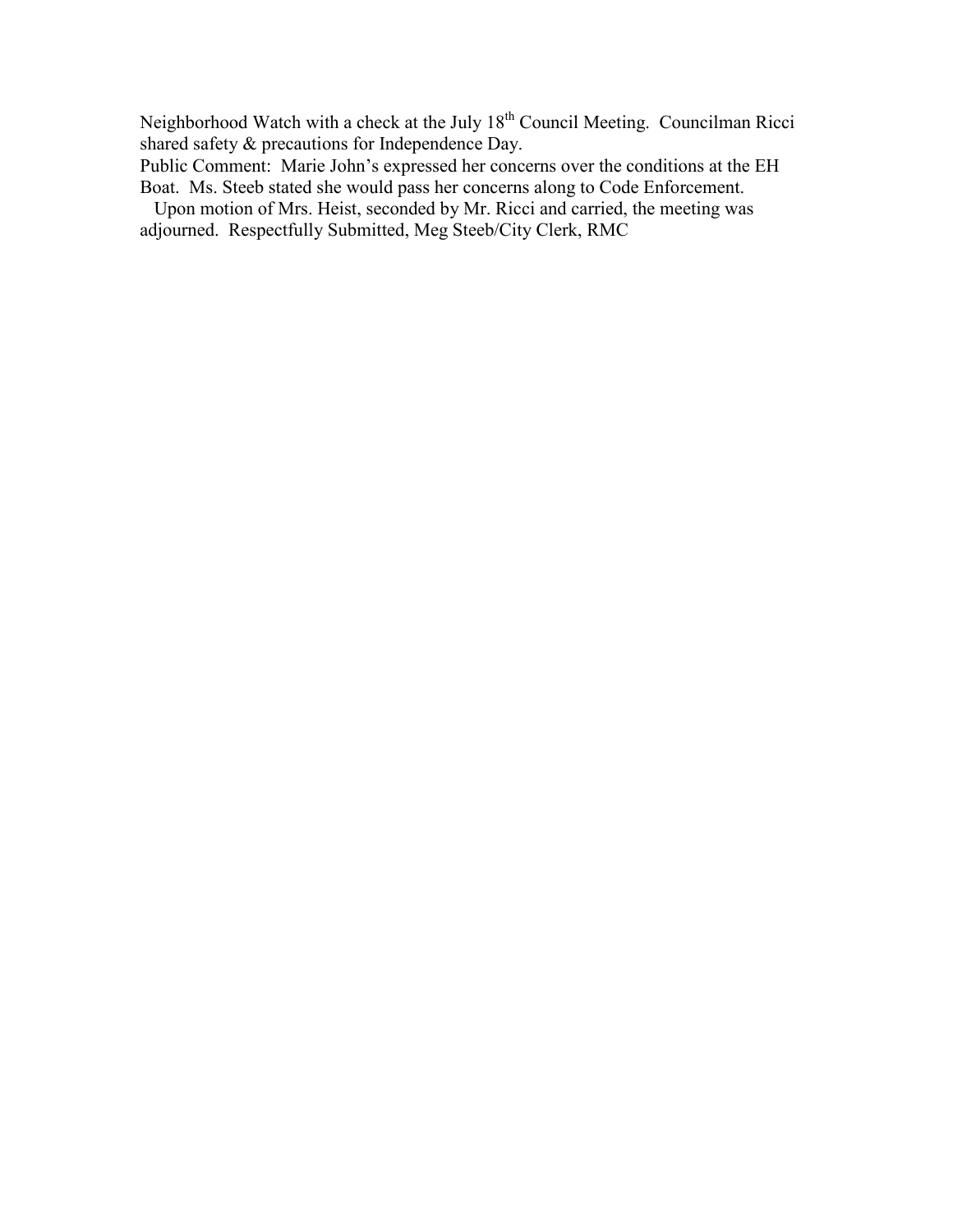Neighborhood Watch with a check at the July 18th Council Meeting. Councilman Ricci shared safety & precautions for Independence Day.

Public Comment: Marie John's expressed her concerns over the conditions at the EH Boat. Ms. Steeb stated she would pass her concerns along to Code Enforcement.

Upon motion of Mrs. Heist, seconded by Mr. Ricci and carried, the meeting was adjourned. Respectfully Submitted, Meg Steeb/City Clerk, RMC